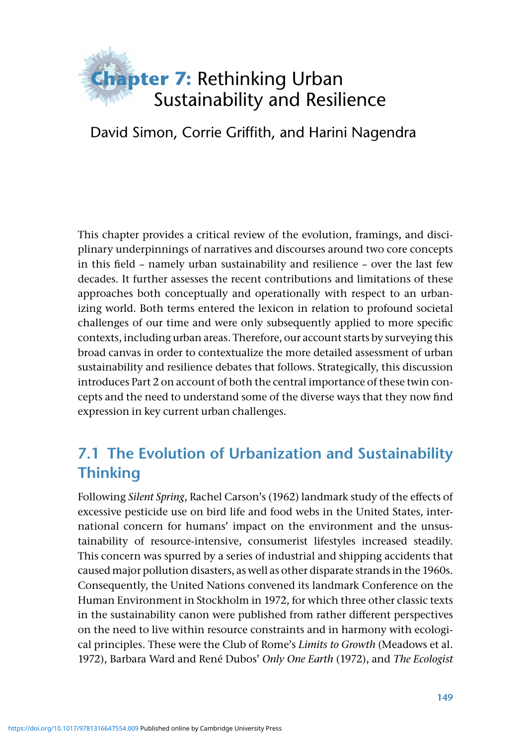# Chapter 7: Rethinking Urban Sustainability and Resilience

David Simon, Corrie Griffith, and Harini Nagendra

This chapter provides a critical review of the evolution, framings, and disciplinary underpinnings of narratives and discourses around two core concepts in this field – namely urban sustainability and resilience – over the last few decades. It further assesses the recent contributions and limitations of these approaches both conceptually and operationally with respect to an urbanizing world. Both terms entered the lexicon in relation to profound societal challenges of our time and were only subsequently applied to more specific contexts, including urban areas. Therefore, our account starts by surveying this broad canvas in order to contextualize the more detailed assessment of urban sustainability and resilience debates that follows. Strategically, this discussion introduces Part 2 on account of both the central importance of these twin concepts and the need to understand some of the diverse ways that they now find expression in key current urban challenges.

## 7.1 The Evolution of Urbanization and Sustainability Thinking

Following *Silent Spring*, Rachel Carson's (1962) landmark study of the effects of excessive pesticide use on bird life and food webs in the United States, international concern for humans' impact on the environment and the unsustainability of resource-intensive, consumerist lifestyles increased steadily. This concern was spurred by a series of industrial and shipping accidents that caused major pollution disasters, as well as other disparate strands in the 1960s. Consequently, the United Nations convened its landmark Conference on the Human Environment in Stockholm in 1972, for which three other classic texts in the sustainability canon were published from rather different perspectives on the need to live within resource constraints and in harmony with ecological principles. These were the Club of Rome's *Limits to Growth* (Meadows et al. 1972), Barbara Ward and René Dubos' *Only One Earth* (1972), and *The Ecologist*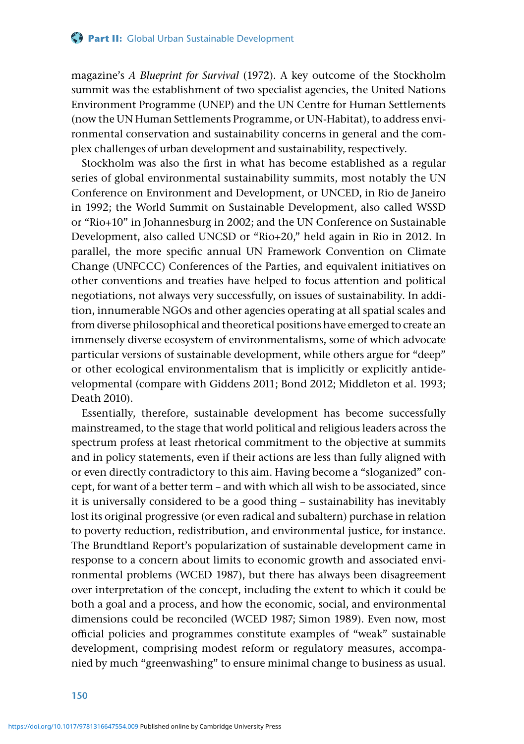magazine's *A Blueprint for Survival* (1972). A key outcome of the Stockholm summit was the establishment of two specialist agencies, the United Nations Environment Programme (UNEP) and the UN Centre for Human Settlements (now the UN Human Settlements Programme, or UN-Habitat), to address environmental conservation and sustainability concerns in general and the complex challenges of urban development and sustainability, respectively.

Stockholm was also the first in what has become established as a regular series of global environmental sustainability summits, most notably the UN Conference on Environment and Development, or UNCED, in Rio de Janeiro in 1992; the World Summit on Sustainable Development, also called WSSD or "Rio+10" in Johannesburg in 2002; and the UN Conference on Sustainable Development, also called UNCSD or "Rio+20," held again in Rio in 2012. In parallel, the more specific annual UN Framework Convention on Climate Change (UNFCCC) Conferences of the Parties, and equivalent initiatives on other conventions and treaties have helped to focus attention and political negotiations, not always very successfully, on issues of sustainability. In addition, innumerable NGOs and other agencies operating at all spatial scales and from diverse philosophical and theoretical positions have emerged to create an immensely diverse ecosystem of environmentalisms, some of which advocate particular versions of sustainable development, while others argue for "deep" or other ecological environmentalism that is implicitly or explicitly antidevelopmental (compare with Giddens 2011; Bond 2012; Middleton et al. 1993; Death 2010).

Essentially, therefore, sustainable development has become successfully mainstreamed, to the stage that world political and religious leaders across the spectrum profess at least rhetorical commitment to the objective at summits and in policy statements, even if their actions are less than fully aligned with or even directly contradictory to this aim. Having become a "sloganized" concept, for want of a better term – and with which all wish to be associated, since it is universally considered to be a good thing – sustainability has inevitably lost its original progressive (or even radical and subaltern) purchase in relation to poverty reduction, redistribution, and environmental justice, for instance. The Brundtland Report's popularization of sustainable development came in response to a concern about limits to economic growth and associated environmental problems (WCED 1987), but there has always been disagreement over interpretation of the concept, including the extent to which it could be both a goal and a process, and how the economic, social, and environmental dimensions could be reconciled (WCED 1987; Simon 1989). Even now, most official policies and programmes constitute examples of "weak" sustainable development, comprising modest reform or regulatory measures, accompanied by much "greenwashing" to ensure minimal change to business as usual.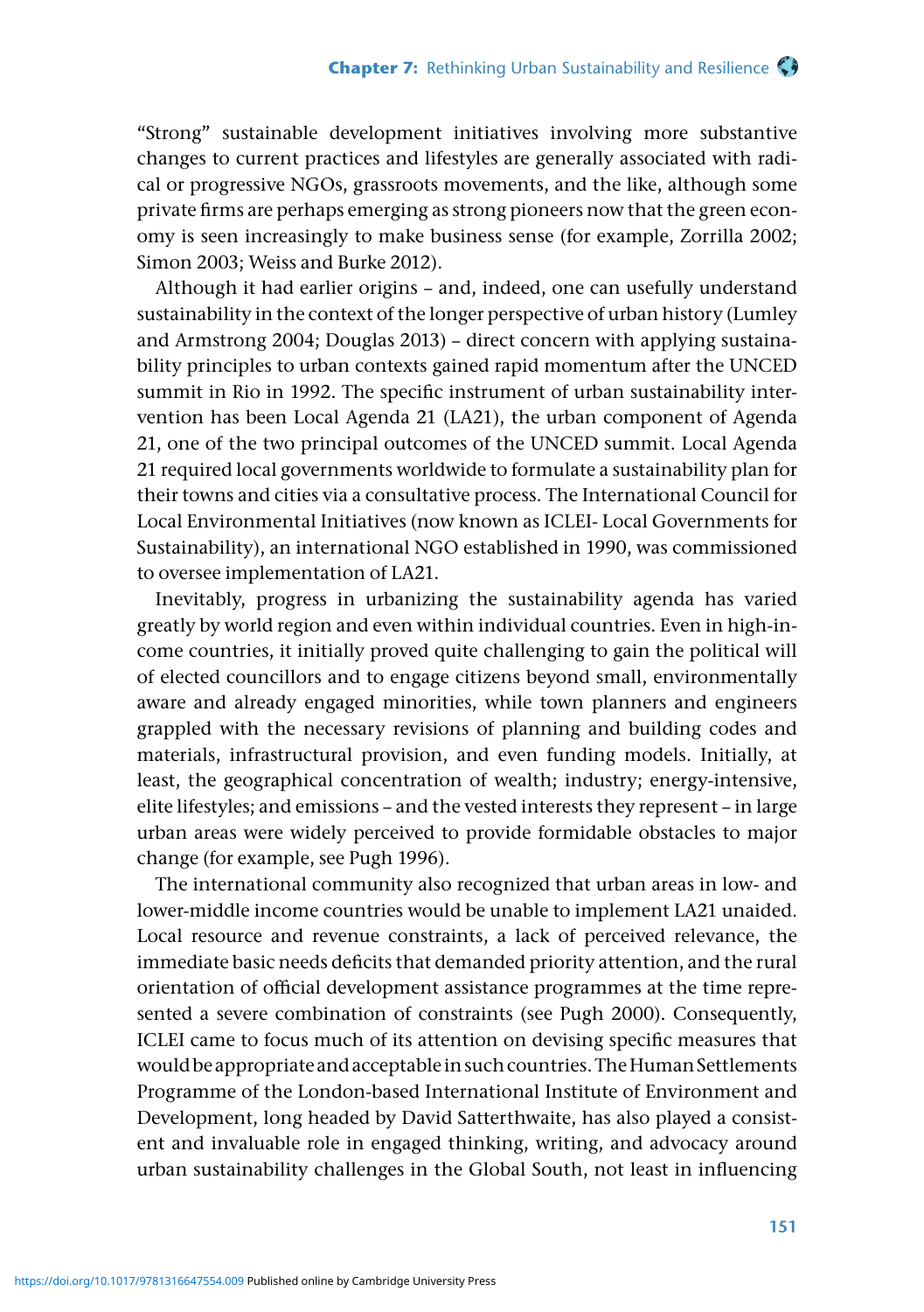"Strong" sustainable development initiatives involving more substantive changes to current practices and lifestyles are generally associated with radical or progressive NGOs, grassroots movements, and the like, although some private firms are perhaps emerging as strong pioneers now that the green economy is seen increasingly to make business sense (for example, Zorrilla 2002; Simon 2003; Weiss and Burke 2012).

Although it had earlier origins – and, indeed, one can usefully understand sustainability in the context of the longer perspective of urban history (Lumley and Armstrong 2004; Douglas 2013) – direct concern with applying sustainability principles to urban contexts gained rapid momentum after the UNCED summit in Rio in 1992. The specific instrument of urban sustainability intervention has been Local Agenda 21 (LA21), the urban component of Agenda 21, one of the two principal outcomes of the UNCED summit. Local Agenda 21 required local governments worldwide to formulate a sustainability plan for their towns and cities via a consultative process. The International Council for Local Environmental Initiatives (now known as ICLEI- Local Governments for Sustainability), an international NGO established in 1990, was commissioned to oversee implementation of LA21.

Inevitably, progress in urbanizing the sustainability agenda has varied greatly by world region and even within individual countries. Even in high-income countries, it initially proved quite challenging to gain the political will of elected councillors and to engage citizens beyond small, environmentally aware and already engaged minorities, while town planners and engineers grappled with the necessary revisions of planning and building codes and materials, infrastructural provision, and even funding models. Initially, at least, the geographical concentration of wealth; industry; energy-intensive, elite lifestyles; and emissions – and the vested interests they represent – in large urban areas were widely perceived to provide formidable obstacles to major change (for example, see Pugh 1996).

The international community also recognized that urban areas in low- and lower-middle income countries would be unable to implement LA21 unaided. Local resource and revenue constraints, a lack of perceived relevance, the immediate basic needs deficits that demanded priority attention, and the rural orientation of official development assistance programmes at the time represented a severe combination of constraints (see Pugh 2000). Consequently, ICLEI came to focus much of its attention on devising specific measures that would be appropriate and acceptable in such countries. The Human Settlements Programme of the London-based International Institute of Environment and Development, long headed by David Satterthwaite, has also played a consistent and invaluable role in engaged thinking, writing, and advocacy around urban sustainability challenges in the Global South, not least in influencing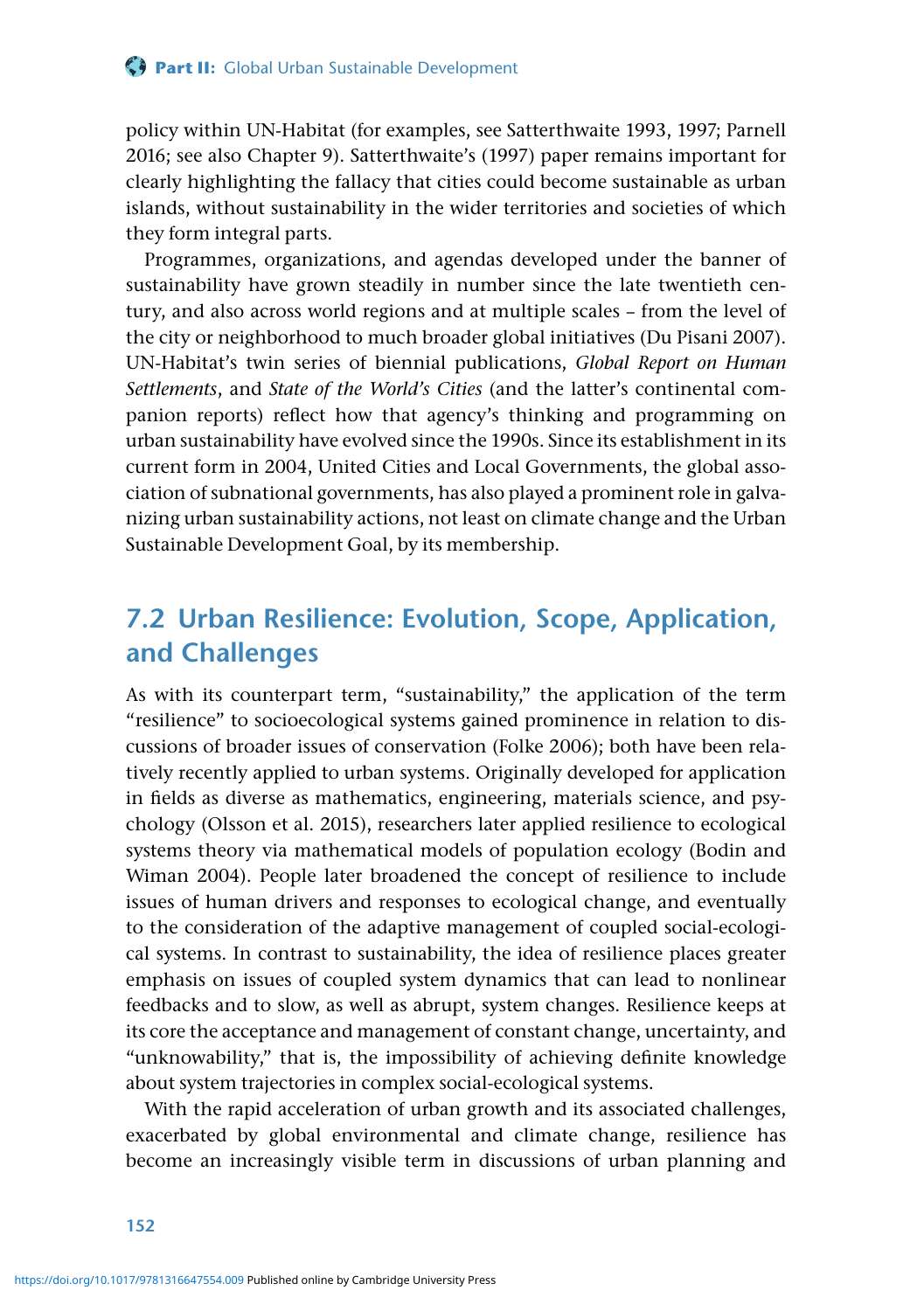policy within UN-Habitat (for examples, see Satterthwaite 1993, 1997; Parnell 2016; see also Chapter 9). Satterthwaite's (1997) paper remains important for clearly highlighting the fallacy that cities could become sustainable as urban islands, without sustainability in the wider territories and societies of which they form integral parts.

Programmes, organizations, and agendas developed under the banner of sustainability have grown steadily in number since the late twentieth century, and also across world regions and at multiple scales – from the level of the city or neighborhood to much broader global initiatives (Du Pisani 2007). UN-Habitat's twin series of biennial publications, *Global Report on Human Settlements*, and *State of the World's Cities* (and the latter's continental companion reports) reflect how that agency's thinking and programming on urban sustainability have evolved since the 1990s. Since its establishment in its current form in 2004, United Cities and Local Governments, the global association of subnational governments, has also played a prominent role in galvanizing urban sustainability actions, not least on climate change and the Urban Sustainable Development Goal, by its membership.

## 7.2 Urban Resilience: Evolution, Scope, Application, and Challenges

As with its counterpart term, "sustainability," the application of the term "resilience" to socioecological systems gained prominence in relation to discussions of broader issues of conservation (Folke 2006); both have been relatively recently applied to urban systems. Originally developed for application in fields as diverse as mathematics, engineering, materials science, and psychology (Olsson et al. 2015), researchers later applied resilience to ecological systems theory via mathematical models of population ecology (Bodin and Wiman 2004). People later broadened the concept of resilience to include issues of human drivers and responses to ecological change, and eventually to the consideration of the adaptive management of coupled social-ecological systems. In contrast to sustainability, the idea of resilience places greater emphasis on issues of coupled system dynamics that can lead to nonlinear feedbacks and to slow, as well as abrupt, system changes. Resilience keeps at its core the acceptance and management of constant change, uncertainty, and "unknowability," that is, the impossibility of achieving definite knowledge about system trajectories in complex social-ecological systems.

With the rapid acceleration of urban growth and its associated challenges, exacerbated by global environmental and climate change, resilience has become an increasingly visible term in discussions of urban planning and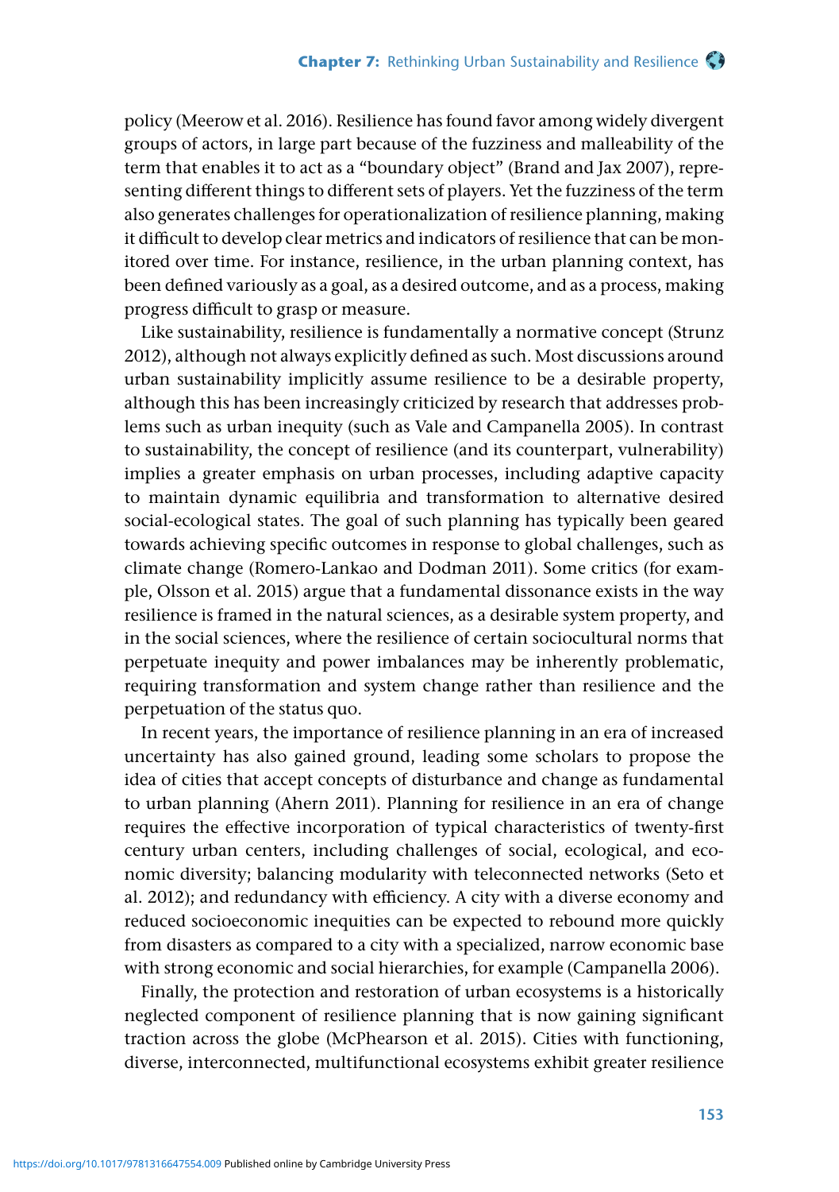policy (Meerow et al. 2016). Resilience has found favor among widely divergent groups of actors, in large part because of the fuzziness and malleability of the term that enables it to act as a "boundary object" (Brand and Jax 2007), representing different things to different sets of players. Yet the fuzziness of the term also generates challenges for operationalization of resilience planning, making it difficult to develop clear metrics and indicators of resilience that can be monitored over time. For instance, resilience, in the urban planning context, has been defined variously as a goal, as a desired outcome, and as a process, making progress difficult to grasp or measure.

Like sustainability, resilience is fundamentally a normative concept (Strunz 2012), although not always explicitly defined as such. Most discussions around urban sustainability implicitly assume resilience to be a desirable property, although this has been increasingly criticized by research that addresses problems such as urban inequity (such as Vale and Campanella 2005). In contrast to sustainability, the concept of resilience (and its counterpart, vulnerability) implies a greater emphasis on urban processes, including adaptive capacity to maintain dynamic equilibria and transformation to alternative desired social-ecological states. The goal of such planning has typically been geared towards achieving specific outcomes in response to global challenges, such as climate change (Romero-Lankao and Dodman 2011). Some critics (for example, Olsson et al. 2015) argue that a fundamental dissonance exists in the way resilience is framed in the natural sciences, as a desirable system property, and in the social sciences, where the resilience of certain sociocultural norms that perpetuate inequity and power imbalances may be inherently problematic, requiring transformation and system change rather than resilience and the perpetuation of the status quo.

In recent years, the importance of resilience planning in an era of increased uncertainty has also gained ground, leading some scholars to propose the idea of cities that accept concepts of disturbance and change as fundamental to urban planning (Ahern 2011). Planning for resilience in an era of change requires the effective incorporation of typical characteristics of twenty-first century urban centers, including challenges of social, ecological, and economic diversity; balancing modularity with teleconnected networks (Seto et al. 2012); and redundancy with efficiency. A city with a diverse economy and reduced socioeconomic inequities can be expected to rebound more quickly from disasters as compared to a city with a specialized, narrow economic base with strong economic and social hierarchies, for example (Campanella 2006).

Finally, the protection and restoration of urban ecosystems is a historically neglected component of resilience planning that is now gaining significant traction across the globe (McPhearson et al. 2015). Cities with functioning, diverse, interconnected, multifunctional ecosystems exhibit greater resilience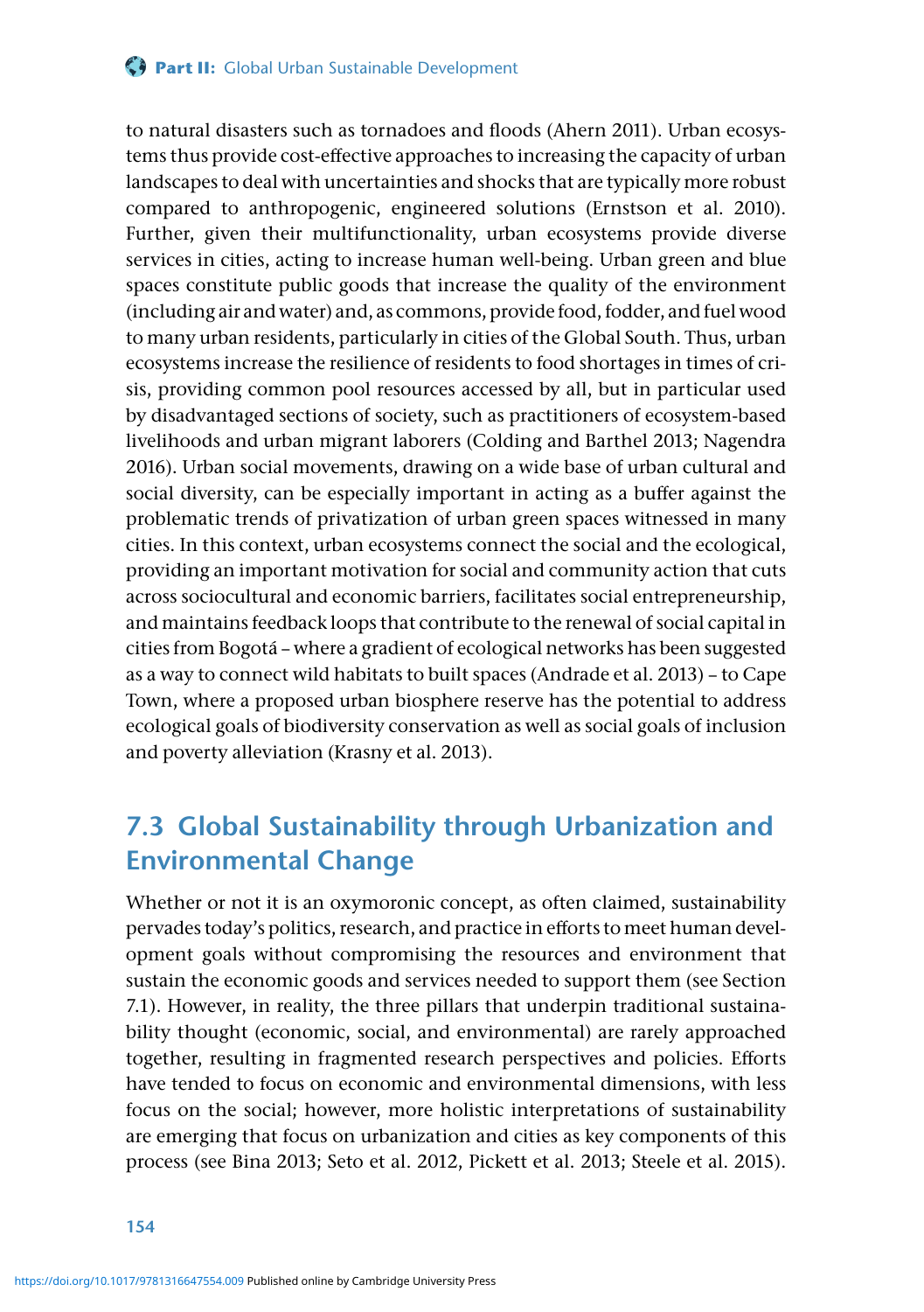to natural disasters such as tornadoes and floods (Ahern 2011). Urban ecosystems thus provide cost-effective approaches to increasing the capacity of urban landscapes to deal with uncertainties and shocks that are typically more robust compared to anthropogenic, engineered solutions (Ernstson et al. 2010). Further, given their multifunctionality, urban ecosystems provide diverse services in cities, acting to increase human well-being. Urban green and blue spaces constitute public goods that increase the quality of the environment (including air and water) and, as commons, provide food, fodder, and fuel wood to many urban residents, particularly in cities of the Global South. Thus, urban ecosystems increase the resilience of residents to food shortages in times of crisis, providing common pool resources accessed by all, but in particular used by disadvantaged sections of society, such as practitioners of ecosystem-based livelihoods and urban migrant laborers (Colding and Barthel 2013; Nagendra 2016). Urban social movements, drawing on a wide base of urban cultural and social diversity, can be especially important in acting as a buffer against the problematic trends of privatization of urban green spaces witnessed in many cities. In this context, urban ecosystems connect the social and the ecological, providing an important motivation for social and community action that cuts across sociocultural and economic barriers, facilitates social entrepreneurship, and maintains feedback loops that contribute to the renewal of social capital in cities from Bogotá – where a gradient of ecological networks has been suggested as a way to connect wild habitats to built spaces (Andrade et al. 2013) – to Cape Town, where a proposed urban biosphere reserve has the potential to address ecological goals of biodiversity conservation as well as social goals of inclusion and poverty alleviation (Krasny et al. 2013).

## 7.3 Global Sustainability through Urbanization and Environmental Change

Whether or not it is an oxymoronic concept, as often claimed, sustainability pervades today's politics, research, and practice in efforts to meet human development goals without compromising the resources and environment that sustain the economic goods and services needed to support them (see Section 7.1). However, in reality, the three pillars that underpin traditional sustainability thought (economic, social, and environmental) are rarely approached together, resulting in fragmented research perspectives and policies. Efforts have tended to focus on economic and environmental dimensions, with less focus on the social; however, more holistic interpretations of sustainability are emerging that focus on urbanization and cities as key components of this process (see Bina 2013; Seto et al. 2012, Pickett et al. 2013; Steele et al. 2015).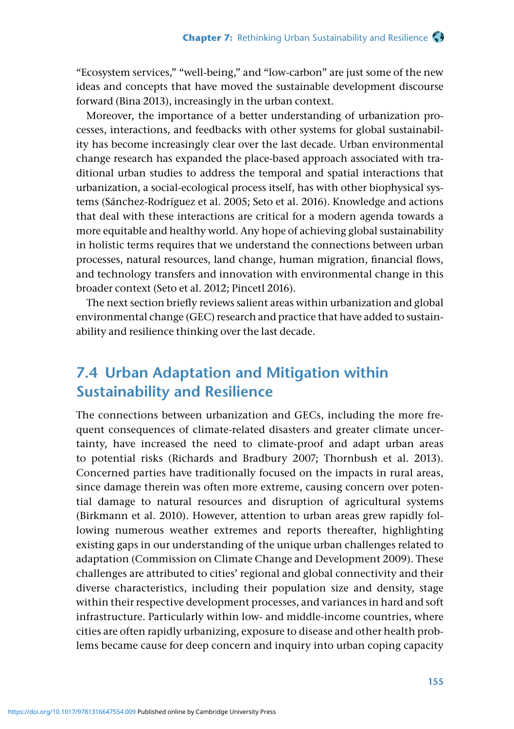"Ecosystem services," "well-being," and "low-carbon" are just some of the new ideas and concepts that have moved the sustainable development discourse forward (Bina 2013), increasingly in the urban context.

Moreover, the importance of a better understanding of urbanization processes, interactions, and feedbacks with other systems for global sustainability has become increasingly clear over the last decade. Urban environmental change research has expanded the place-based approach associated with traditional urban studies to address the temporal and spatial interactions that urbanization, a social-ecological process itself, has with other biophysical systems (Sánchez-Rodríguez et al. 2005; Seto et al. 2016). Knowledge and actions that deal with these interactions are critical for a modern agenda towards a more equitable and healthy world. Any hope of achieving global sustainability in holistic terms requires that we understand the connections between urban processes, natural resources, land change, human migration, financial flows, and technology transfers and innovation with environmental change in this broader context (Seto et al. 2012; Pincetl 2016).

The next section briefly reviews salient areas within urbanization and global environmental change (GEC) research and practice that have added to sustainability and resilience thinking over the last decade.

## 7.4 Urban Adaptation and Mitigation within Sustainability and Resilience

The connections between urbanization and GECs, including the more frequent consequences of climate-related disasters and greater climate uncertainty, have increased the need to climate-proof and adapt urban areas to potential risks (Richards and Bradbury 2007; Thornbush et al. 2013). Concerned parties have traditionally focused on the impacts in rural areas, since damage therein was often more extreme, causing concern over potential damage to natural resources and disruption of agricultural systems (Birkmann et al. 2010). However, attention to urban areas grew rapidly following numerous weather extremes and reports thereafter, highlighting existing gaps in our understanding of the unique urban challenges related to adaptation (Commission on Climate Change and Development 2009). These challenges are attributed to cities' regional and global connectivity and their diverse characteristics, including their population size and density, stage within their respective development processes, and variances in hard and soft infrastructure. Particularly within low- and middle-income countries, where cities are often rapidly urbanizing, exposure to disease and other health problems became cause for deep concern and inquiry into urban coping capacity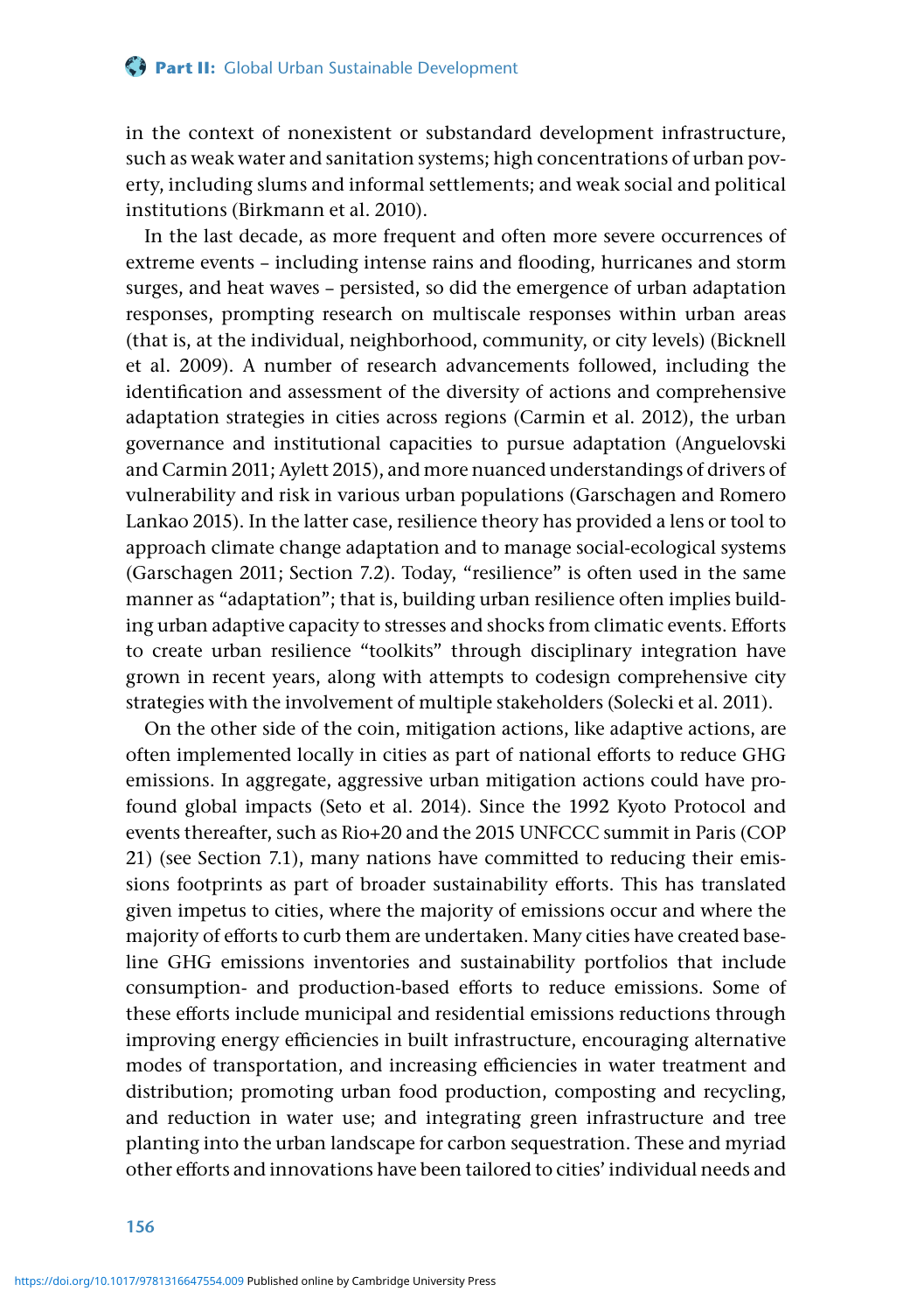in the context of nonexistent or substandard development infrastructure, such as weak water and sanitation systems; high concentrations of urban poverty, including slums and informal settlements; and weak social and political institutions (Birkmann et al. 2010).

In the last decade, as more frequent and often more severe occurrences of extreme events – including intense rains and flooding, hurricanes and storm surges, and heat waves – persisted, so did the emergence of urban adaptation responses, prompting research on multiscale responses within urban areas (that is, at the individual, neighborhood, community, or city levels) (Bicknell et al. 2009). A number of research advancements followed, including the identification and assessment of the diversity of actions and comprehensive adaptation strategies in cities across regions (Carmin et al. 2012), the urban governance and institutional capacities to pursue adaptation (Anguelovski and Carmin 2011; Aylett 2015), and more nuanced understandings of drivers of vulnerability and risk in various urban populations (Garschagen and Romero Lankao 2015). In the latter case, resilience theory has provided a lens or tool to approach climate change adaptation and to manage social-ecological systems (Garschagen 2011; Section 7.2). Today, "resilience" is often used in the same manner as "adaptation"; that is, building urban resilience often implies building urban adaptive capacity to stresses and shocks from climatic events. Efforts to create urban resilience "toolkits" through disciplinary integration have grown in recent years, along with attempts to codesign comprehensive city strategies with the involvement of multiple stakeholders (Solecki et al. 2011).

On the other side of the coin, mitigation actions, like adaptive actions, are often implemented locally in cities as part of national efforts to reduce GHG emissions. In aggregate, aggressive urban mitigation actions could have profound global impacts (Seto et al. 2014). Since the 1992 Kyoto Protocol and events thereafter, such as Rio+20 and the 2015 UNFCCC summit in Paris (COP 21) (see Section 7.1), many nations have committed to reducing their emissions footprints as part of broader sustainability efforts. This has translated given impetus to cities, where the majority of emissions occur and where the majority of efforts to curb them are undertaken. Many cities have created baseline GHG emissions inventories and sustainability portfolios that include consumption- and production-based efforts to reduce emissions. Some of these efforts include municipal and residential emissions reductions through improving energy efficiencies in built infrastructure, encouraging alternative modes of transportation, and increasing efficiencies in water treatment and distribution; promoting urban food production, composting and recycling, and reduction in water use; and integrating green infrastructure and tree planting into the urban landscape for carbon sequestration. These and myriad other efforts and innovations have been tailored to cities' individual needs and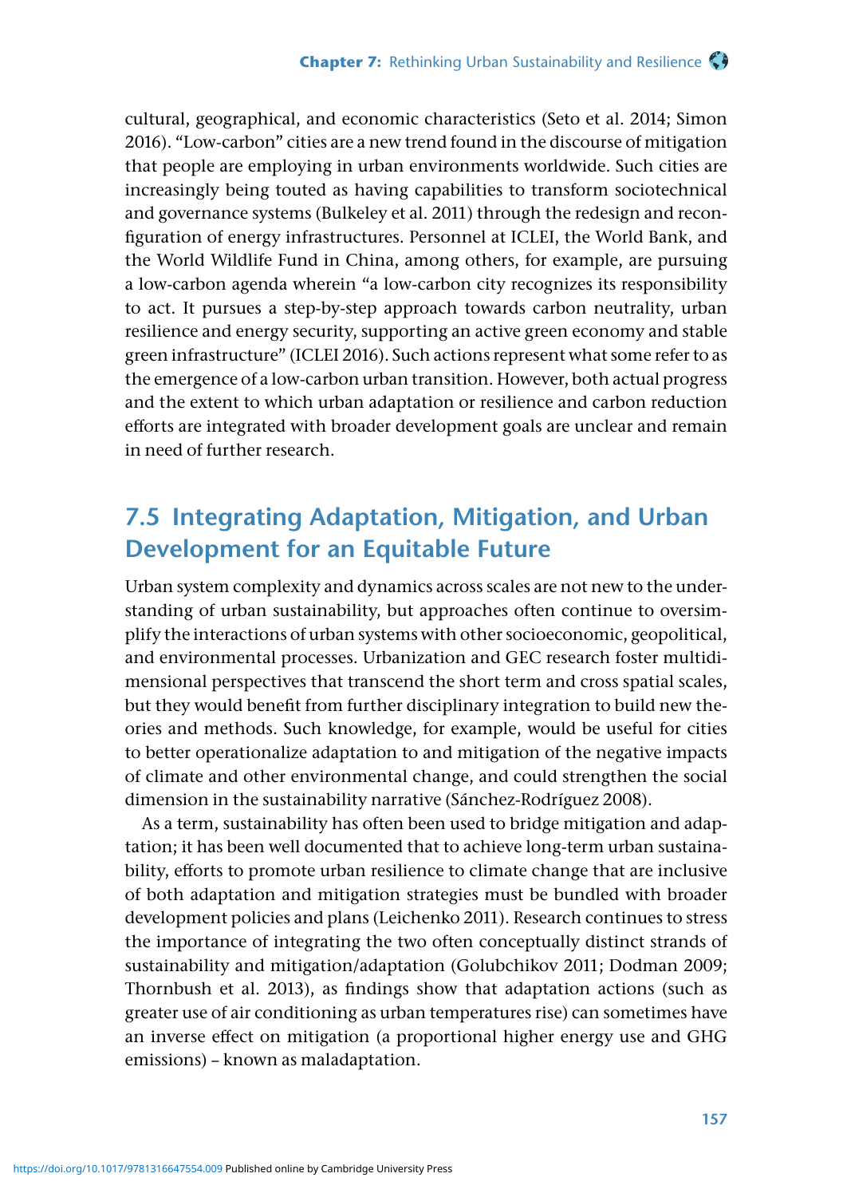cultural, geographical, and economic characteristics (Seto et al. 2014; Simon 2016). "Low-carbon" cities are a new trend found in the discourse of mitigation that people are employing in urban environments worldwide. Such cities are increasingly being touted as having capabilities to transform sociotechnical and governance systems (Bulkeley et al. 2011) through the redesign and reconfiguration of energy infrastructures. Personnel at ICLEI, the World Bank, and the World Wildlife Fund in China, among others, for example, are pursuing a low-carbon agenda wherein "a low-carbon city recognizes its responsibility to act. It pursues a step-by-step approach towards carbon neutrality, urban resilience and energy security, supporting an active green economy and stable green infrastructure" (ICLEI 2016). Such actions represent what some refer to as the emergence of a low-carbon urban transition. However, both actual progress and the extent to which urban adaptation or resilience and carbon reduction efforts are integrated with broader development goals are unclear and remain in need of further research.

## 7.5 Integrating Adaptation, Mitigation, and Urban Development for an Equitable Future

Urban system complexity and dynamics across scales are not new to the understanding of urban sustainability, but approaches often continue to oversimplify the interactions of urban systems with other socioeconomic, geopolitical, and environmental processes. Urbanization and GEC research foster multidimensional perspectives that transcend the short term and cross spatial scales, but they would benefit from further disciplinary integration to build new theories and methods. Such knowledge, for example, would be useful for cities to better operationalize adaptation to and mitigation of the negative impacts of climate and other environmental change, and could strengthen the social dimension in the sustainability narrative (Sánchez-Rodríguez 2008).

As a term, sustainability has often been used to bridge mitigation and adaptation; it has been well documented that to achieve long-term urban sustainability, efforts to promote urban resilience to climate change that are inclusive of both adaptation and mitigation strategies must be bundled with broader development policies and plans (Leichenko 2011). Research continues to stress the importance of integrating the two often conceptually distinct strands of sustainability and mitigation/adaptation (Golubchikov 2011; Dodman 2009; Thornbush et al. 2013), as findings show that adaptation actions (such as greater use of air conditioning as urban temperatures rise) can sometimes have an inverse effect on mitigation (a proportional higher energy use and GHG emissions) – known as maladaptation.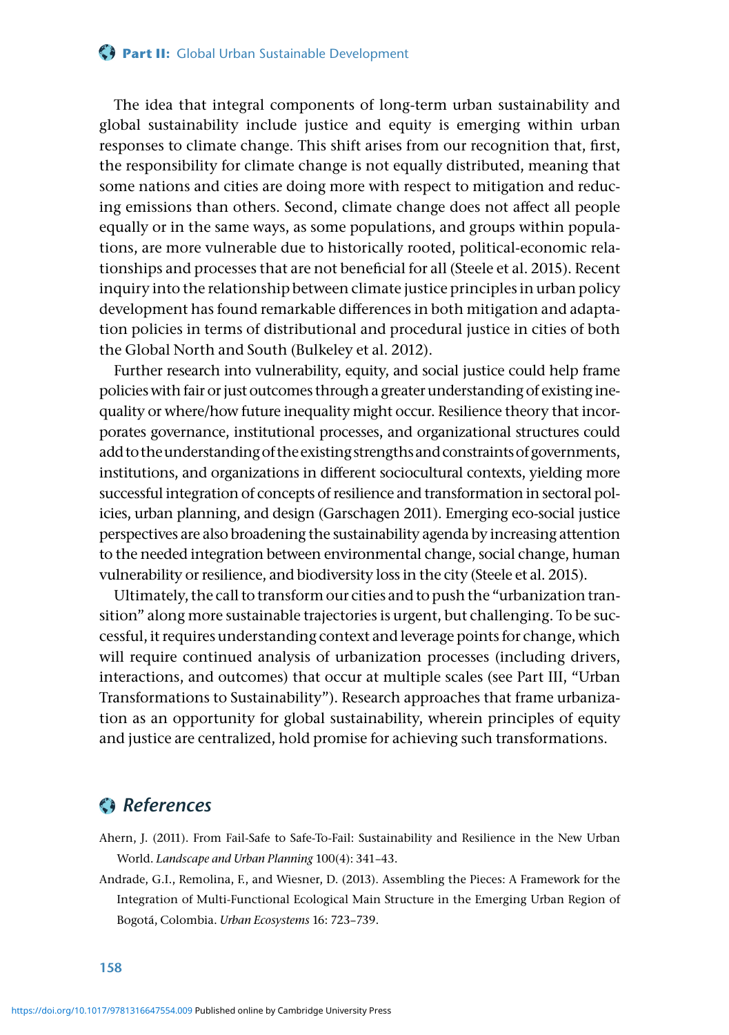The idea that integral components of long-term urban sustainability and global sustainability include justice and equity is emerging within urban responses to climate change. This shift arises from our recognition that, first, the responsibility for climate change is not equally distributed, meaning that some nations and cities are doing more with respect to mitigation and reducing emissions than others. Second, climate change does not affect all people equally or in the same ways, as some populations, and groups within populations, are more vulnerable due to historically rooted, political-economic relationships and processes that are not beneficial for all (Steele et al. 2015). Recent inquiry into the relationship between climate justice principles in urban policy development has found remarkable differences in both mitigation and adaptation policies in terms of distributional and procedural justice in cities of both the Global North and South (Bulkeley et al. 2012).

Further research into vulnerability, equity, and social justice could help frame policies with fair or just outcomes through a greater understanding of existing inequality or where/how future inequality might occur. Resilience theory that incorporates governance, institutional processes, and organizational structures could add to the understanding of the existing strengths and constraints of governments, institutions, and organizations in different sociocultural contexts, yielding more successful integration of concepts of resilience and transformation in sectoral policies, urban planning, and design (Garschagen 2011). Emerging eco-social justice perspectives are also broadening the sustainability agenda by increasing attention to the needed integration between environmental change, social change, human vulnerability or resilience, and biodiversity loss in the city (Steele et al. 2015).

Ultimately, the call to transform our cities and to push the "urbanization transition" along more sustainable trajectories is urgent, but challenging. To be successful, it requires understanding context and leverage points for change, which will require continued analysis of urbanization processes (including drivers, interactions, and outcomes) that occur at multiple scales (see Part III, "Urban Transformations to Sustainability"). Research approaches that frame urbanization as an opportunity for global sustainability, wherein principles of equity and justice are centralized, hold promise for achieving such transformations.

## *References*

Ahern, J. (2011). From Fail-Safe to Safe-To-Fail: Sustainability and Resilience in the New Urban World. *Landscape and Urban Planning* 100(4): 341–43.

Andrade, G.I., Remolina, F., and Wiesner, D. (2013). Assembling the Pieces: A Framework for the Integration of Multi-Functional Ecological Main Structure in the Emerging Urban Region of Bogotá, Colombia. *Urban Ecosystems* 16: 723–739.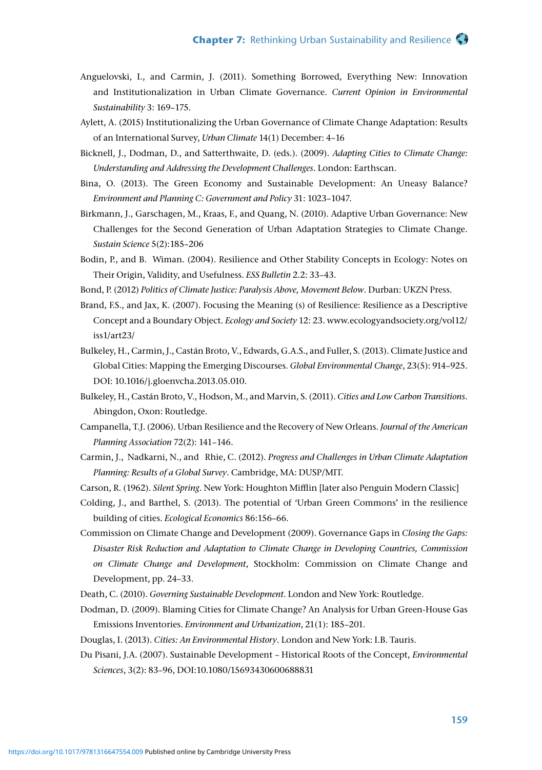Anguelovski, I., and Carmin, J. (2011). Something Borrowed, Everything New: Innovation and Institutionalization in Urban Climate Governance. *Current Opinion in Environmental Sustainability* 3: 169–175.

Aylett, A. (2015) Institutionalizing the Urban Governance of Climate Change Adaptation: Results of an International Survey, *Urban Climate* 14(1) December: 4–16

Bicknell, J., Dodman, D., and Satterthwaite, D. (eds.). (2009). *Adapting Cities to Climate Change: Understanding and Addressing the Development Challenges*. London: Earthscan.

Bina, O. (2013). The Green Economy and Sustainable Development: An Uneasy Balance? *Environment and Planning C: Government and Policy* 31: 1023–1047.

Birkmann, J., Garschagen, M., Kraas, F., and Quang, N. (2010). Adaptive Urban Governance: New Challenges for the Second Generation of Urban Adaptation Strategies to Climate Change. *Sustain Science* 5(2):185–206

Bodin, P., and B. Wiman. (2004). Resilience and Other Stability Concepts in Ecology: Notes on Their Origin, Validity, and Usefulness. *ESS Bulletin* 2.2: 33–43.

Bond, P. (2012) *Politics of Climate Justice: Paralysis Above, Movement Below*. Durban: UKZN Press.

Brand, F.S., and Jax, K. (2007). Focusing the Meaning (s) of Resilience: Resilience as a Descriptive Concept and a Boundary Object. *Ecology and Society* 12: 23. www.ecologyandsociety.org/vol12/iss1/art23/

Bulkeley, H., Carmin, J., Castán Broto, V., Edwards, G.A.S., and Fuller, S. (2013). Climate Justice and Global Cities: Mapping the Emerging Discourses. *Global Environmental Change*, 23(5): 914–925. DOI: 10.1016/j.gloenvcha.2013.05.010.

Bulkeley, H., Castán Broto, V., Hodson, M., and Marvin, S. (2011). *Cities and Low Carbon Transitions*. Abingdon, Oxon: Routledge.

Campanella, T.J. (2006). Urban Resilience and the Recovery of New Orleans. *Journal of the American Planning Association* 72(2): 141–146.

Carmin, J., Nadkarni, N., and Rhie, C. (2012). *Progress and Challenges in Urban Climate Adaptation Planning: Results of a Global Survey*. Cambridge, MA: DUSP/MIT.

Carson, R. (1962). *Silent Spring*. New York: Houghton Mifflin [later also Penguin Modern Classic]

Colding, J., and Barthel, S. (2013). The potential of 'Urban Green Commons' in the resilience building of cities. *Ecological Economics* 86:156–66.

Commission on Climate Change and Development (2009). Governance Gaps in *Closing the Gaps: Disaster Risk Reduction and Adaptation to Climate Change in Developing Countries, Commission on Climate Change and Development*, Stockholm: Commission on Climate Change and Development, pp. 24–33.

Death, C. (2010). *Governing Sustainable Development*. London and New York: Routledge.

Dodman, D. (2009). Blaming Cities for Climate Change? An Analysis for Urban Green-House Gas Emissions Inventories. *Environment and Urbanization*, 21(1): 185–201.

Douglas, I. (2013). *Cities: An Environmental History*. London and New York: I.B. Tauris.

Du Pisani, J.A. (2007). Sustainable Development – Historical Roots of the Concept, *Environmental Sciences*, 3(2): 83–96, DOI:10.1080/15693430600688831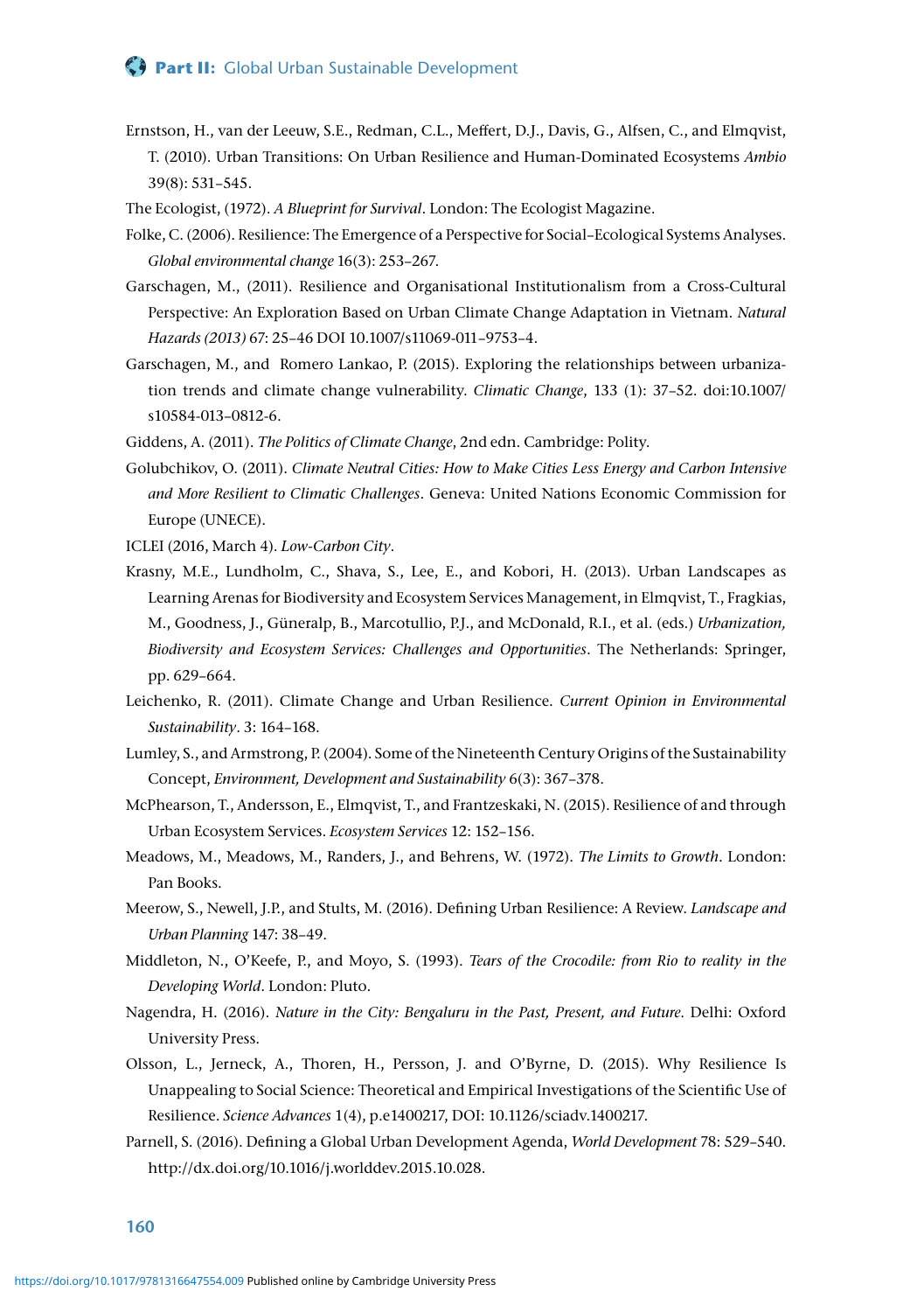Ernstson, H., van der Leeuw, S.E., Redman, C.L., Meffert, D.J., Davis, G., Alfsen, C., and Elmqvist, T. (2010). Urban Transitions: On Urban Resilience and Human-Dominated Ecosystems *Ambio* 39(8): 531–545.

The Ecologist, (1972). *A Blueprint for Survival*. London: The Ecologist Magazine.

Folke, C. (2006). Resilience: The Emergence of a Perspective for Social–Ecological Systems Analyses. *Global environmental change* 16(3): 253–267.

Garschagen, M., (2011). Resilience and Organisational Institutionalism from a Cross-Cultural Perspective: An Exploration Based on Urban Climate Change Adaptation in Vietnam. *Natural Hazards (2013)* 67: 25–46 DOI 10.1007/s11069-011–9753–4.

Garschagen, M., and Romero Lankao, P. (2015). Exploring the relationships between urbanization trends and climate change vulnerability. *Climatic Change*, 133 (1): 37–52. doi:10.1007/s10584-013–0812-6.

Giddens, A. (2011). *The Politics of Climate Change*, 2nd edn. Cambridge: Polity.

Golubchikov, O. (2011). *Climate Neutral Cities: How to Make Cities Less Energy and Carbon Intensive and More Resilient to Climatic Challenges*. Geneva: United Nations Economic Commission for Europe (UNECE).

ICLEI (2016, March 4). *Low-Carbon City*.

Krasny, M.E., Lundholm, C., Shava, S., Lee, E., and Kobori, H. (2013). Urban Landscapes as Learning Arenas for Biodiversity and Ecosystem Services Management, in Elmqvist, T., Fragkias, M., Goodness, J., Güneralp, B., Marcotullio, P.J., and McDonald, R.I., et al. (eds.) *Urbanization, Biodiversity and Ecosystem Services: Challenges and Opportunities*. The Netherlands: Springer, pp. 629–664.

Leichenko, R. (2011). Climate Change and Urban Resilience. *Current Opinion in Environmental Sustainability*. 3: 164–168.

Lumley, S., and Armstrong, P. (2004). Some of the Nineteenth Century Origins of the Sustainability Concept, *Environment, Development and Sustainability* 6(3): 367–378.

McPhearson, T., Andersson, E., Elmqvist, T., and Frantzeskaki, N. (2015). Resilience of and through Urban Ecosystem Services. *Ecosystem Services* 12: 152–156.

Meadows, M., Meadows, M., Randers, J., and Behrens, W. (1972). *The Limits to Growth*. London: Pan Books.

Meerow, S., Newell, J.P., and Stults, M. (2016). Defining Urban Resilience: A Review. *Landscape and Urban Planning* 147: 38–49.

Middleton, N., O'Keefe, P., and Moyo, S. (1993). *Tears of the Crocodile: from Rio to reality in the Developing World*. London: Pluto.

Nagendra, H. (2016). *Nature in the City: Bengaluru in the Past, Present, and Future*. Delhi: Oxford University Press.

Olsson, L., Jerneck, A., Thoren, H., Persson, J. and O'Byrne, D. (2015). Why Resilience Is Unappealing to Social Science: Theoretical and Empirical Investigations of the Scientific Use of Resilience. *Science Advances* 1(4), p.e1400217, DOI: 10.1126/sciadv.1400217.

Parnell, S. (2016). Defining a Global Urban Development Agenda, *World Development* 78: 529–540. http://dx.doi.org/10.1016/j.worlddev.2015.10.028.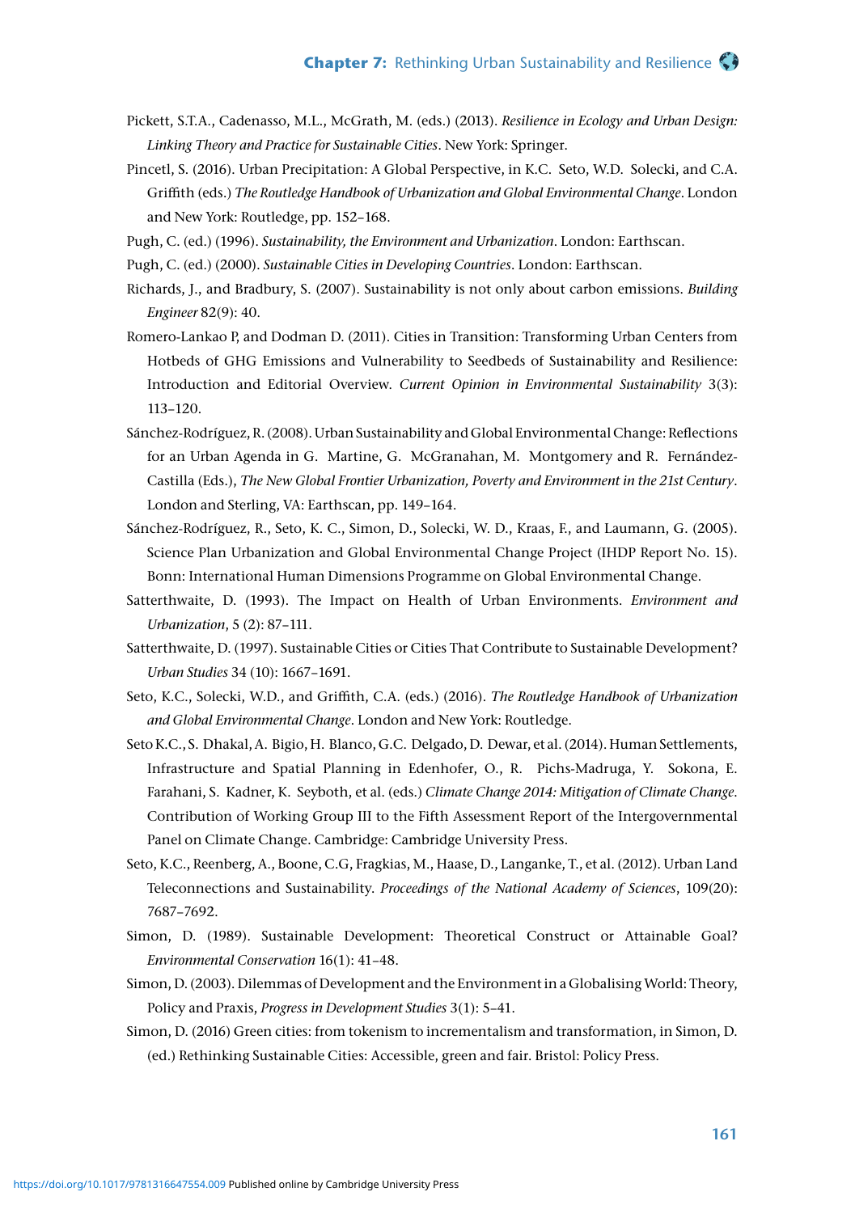Pickett, S.T.A., Cadenasso, M.L., McGrath, M. (eds.) (2013). *Resilience in Ecology and Urban Design: Linking Theory and Practice for Sustainable Cities*. New York: Springer.

Pincetl, S. (2016). Urban Precipitation: A Global Perspective, in K.C. Seto, W.D. Solecki, and C.A. Griffith (eds.) *The Routledge Handbook of Urbanization and Global Environmental Change*. London and New York: Routledge, pp. 152–168.

Pugh, C. (ed.) (1996). *Sustainability, the Environment and Urbanization*. London: Earthscan.

Pugh, C. (ed.) (2000). *Sustainable Cities in Developing Countries*. London: Earthscan.

Richards, J., and Bradbury, S. (2007). Sustainability is not only about carbon emissions. *Building Engineer* 82(9): 40.

Romero-Lankao P, and Dodman D. (2011). Cities in Transition: Transforming Urban Centers from Hotbeds of GHG Emissions and Vulnerability to Seedbeds of Sustainability and Resilience: Introduction and Editorial Overview. *Current Opinion in Environmental Sustainability* 3(3): 113–120.

Sánchez-Rodríguez, R. (2008). Urban Sustainability and Global Environmental Change: Reflections for an Urban Agenda in G. Martine, G. McGranahan, M. Montgomery and R. Fernández-Castilla (Eds.), *The New Global Frontier Urbanization, Poverty and Environment in the 21st Century*. London and Sterling, VA: Earthscan, pp. 149–164.

Sánchez-Rodríguez, R., Seto, K. C., Simon, D., Solecki, W. D., Kraas, F., and Laumann, G. (2005). Science Plan Urbanization and Global Environmental Change Project (IHDP Report No. 15). Bonn: International Human Dimensions Programme on Global Environmental Change.

Satterthwaite, D. (1993). The Impact on Health of Urban Environments. *Environment and Urbanization*, 5 (2): 87–111.

Satterthwaite, D. (1997). Sustainable Cities or Cities That Contribute to Sustainable Development? *Urban Studies* 34 (10): 1667–1691.

Seto, K.C., Solecki, W.D., and Griffith, C.A. (eds.) (2016). *The Routledge Handbook of Urbanization and Global Environmental Change*. London and New York: Routledge.

Seto K.C., S. Dhakal, A. Bigio, H. Blanco, G.C. Delgado, D. Dewar, et al. (2014). Human Settlements, Infrastructure and Spatial Planning in Edenhofer, O., R. Pichs-Madruga, Y. Sokona, E. Farahani, S. Kadner, K. Seyboth, et al. (eds.) *Climate Change 2014: Mitigation of Climate Change.* Contribution of Working Group III to the Fifth Assessment Report of the Intergovernmental Panel on Climate Change. Cambridge: Cambridge University Press.

Seto, K.C., Reenberg, A., Boone, C.G, Fragkias, M., Haase, D., Langanke, T., et al. (2012). Urban Land Teleconnections and Sustainability. *Proceedings of the National Academy of Sciences*, 109(20): 7687–7692.

Simon, D. (1989). Sustainable Development: Theoretical Construct or Attainable Goal? *Environmental Conservation* 16(1): 41–48.

Simon, D. (2003). Dilemmas of Development and the Environment in a Globalising World: Theory, Policy and Praxis, *Progress in Development Studies* 3(1): 5–41.

Simon, D. (2016) Green cities: from tokenism to incrementalism and transformation, in Simon, D. (ed.) Rethinking Sustainable Cities: Accessible, green and fair. Bristol: Policy Press.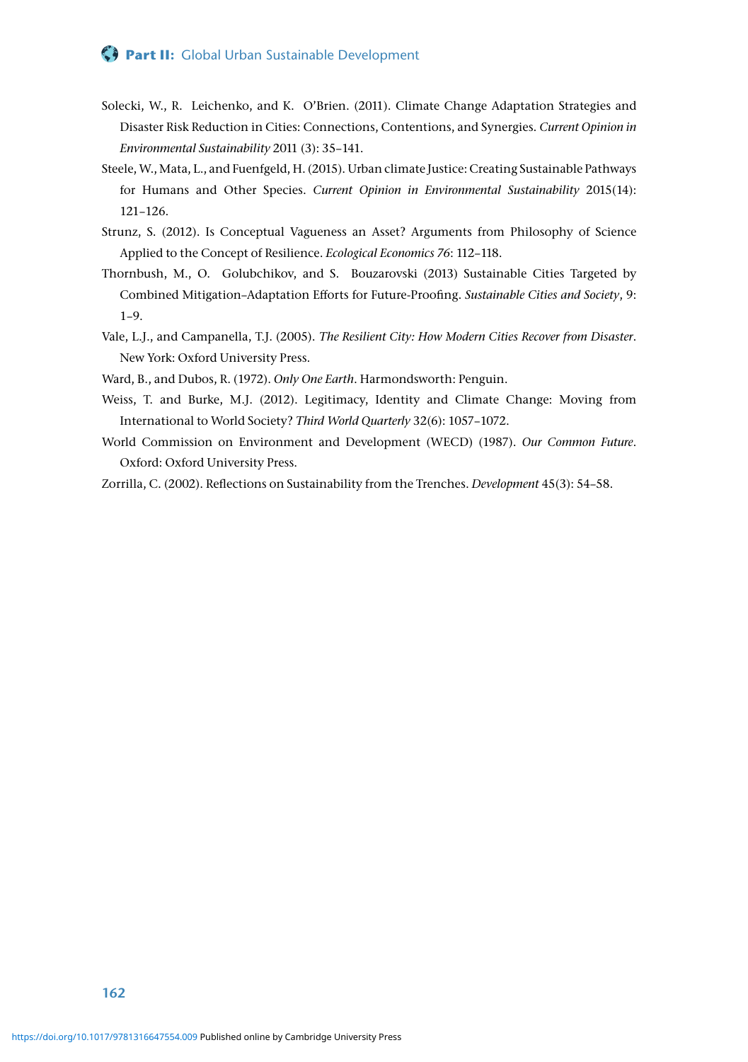Solecki, W., R. Leichenko, and K. O'Brien. (2011). Climate Change Adaptation Strategies and Disaster Risk Reduction in Cities: Connections, Contentions, and Synergies. *Current Opinion in Environmental Sustainability* 2011 (3): 35–141.

Steele, W., Mata, L., and Fuenfgeld, H. (2015). Urban climate Justice: Creating Sustainable Pathways for Humans and Other Species. *Current Opinion in Environmental Sustainability* 2015(14): 121–126.

Strunz, S. (2012). Is Conceptual Vagueness an Asset? Arguments from Philosophy of Science Applied to the Concept of Resilience. *Ecological Economics 76*: 112–118.

Thornbush, M., O. Golubchikov, and S. Bouzarovski (2013) Sustainable Cities Targeted by Combined Mitigation–Adaptation Efforts for Future-Proofing. *Sustainable Cities and Society*, 9: 1–9.

Vale, L.J., and Campanella, T.J. (2005). *The Resilient City: How Modern Cities Recover from Disaster*. New York: Oxford University Press.

Ward, B., and Dubos, R. (1972). *Only One Earth*. Harmondsworth: Penguin.

Weiss, T. and Burke, M.J. (2012). Legitimacy, Identity and Climate Change: Moving from International to World Society? *Third World Quarterly* 32(6): 1057–1072.

World Commission on Environment and Development (WECD) (1987). *Our Common Future*. Oxford: Oxford University Press.

Zorrilla, C. (2002). Reflections on Sustainability from the Trenches. *Development* 45(3): 54–58.